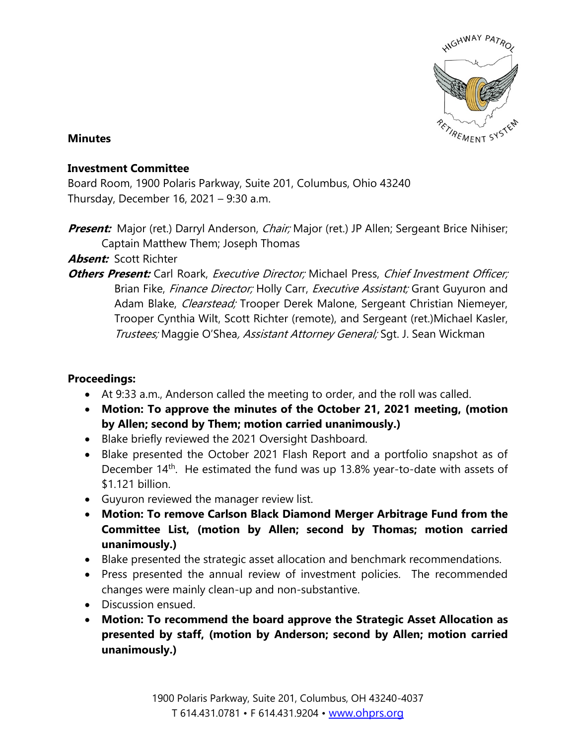**Minutes**

**Investment Committee**
Board Room, 1900 Polaris Parkway, Suite 201, Columbus, Ohio 43240
Thursday, December 16, 2021 – 9:30 a.m.

***Present:*** Major (ret.) Darryl Anderson, *Chair;* Major (ret.) JP Allen; Sergeant Brice Nihiser; Captain Matthew Them; Joseph Thomas

***Absent:*** Scott Richter

***Others Present:*** Carl Roark, *Executive Director;* Michael Press, *Chief Investment Officer;* Brian Fike, *Finance Director;* Holly Carr, *Executive Assistant;* Grant Guyuron and Adam Blake, *Clearstead;* Trooper Derek Malone, Sergeant Christian Niemeyer, Trooper Cynthia Wilt, Scott Richter (remote), and Sergeant (ret.)Michael Kasler, *Trustees;* Maggie O'Shea*, Assistant Attorney General;* Sgt. J. Sean Wickman

**Proceedings:**

- At 9:33 a.m., Anderson called the meeting to order, and the roll was called.
- **Motion: To approve the minutes of the October 21, 2021 meeting, (motion by Allen; second by Them; motion carried unanimously.)**
- Blake briefly reviewed the 2021 Oversight Dashboard.
- Blake presented the October 2021 Flash Report and a portfolio snapshot as of December 14th. He estimated the fund was up 13.8% year-to-date with assets of $1.121 billion.
- Guyuron reviewed the manager review list.
- **Motion: To remove Carlson Black Diamond Merger Arbitrage Fund from the Committee List, (motion by Allen; second by Thomas; motion carried unanimously.)**
- Blake presented the strategic asset allocation and benchmark recommendations.
- Press presented the annual review of investment policies. The recommended changes were mainly clean-up and non-substantive.
- Discussion ensued.
- **Motion: To recommend the board approve the Strategic Asset Allocation as presented by staff, (motion by Anderson; second by Allen; motion carried unanimously.)**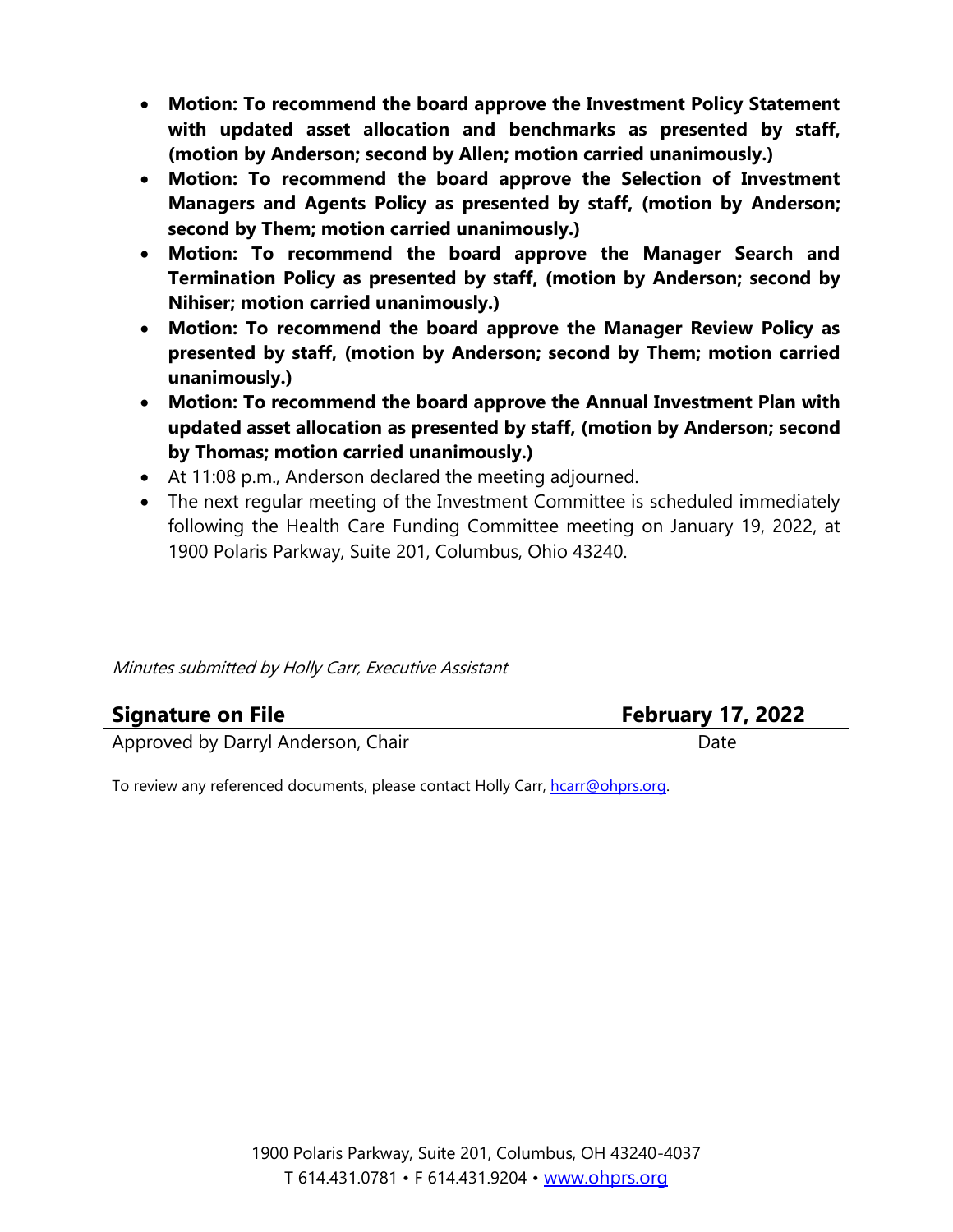- **Motion: To recommend the board approve the Investment Policy Statement with updated asset allocation and benchmarks as presented by staff, (motion by Anderson; second by Allen; motion carried unanimously.)**
- **Motion: To recommend the board approve the Selection of Investment Managers and Agents Policy as presented by staff, (motion by Anderson; second by Them; motion carried unanimously.)**
- **Motion: To recommend the board approve the Manager Search and Termination Policy as presented by staff, (motion by Anderson; second by Nihiser; motion carried unanimously.)**
- **Motion: To recommend the board approve the Manager Review Policy as presented by staff, (motion by Anderson; second by Them; motion carried unanimously.)**
- **Motion: To recommend the board approve the Annual Investment Plan with updated asset allocation as presented by staff, (motion by Anderson; second by Thomas; motion carried unanimously.)**
- At 11:08 p.m., Anderson declared the meeting adjourned.
- The next regular meeting of the Investment Committee is scheduled immediately following the Health Care Funding Committee meeting on January 19, 2022, at 1900 Polaris Parkway, Suite 201, Columbus, Ohio 43240.

*Minutes submitted by Holly Carr, Executive Assistant*

**Signature on File** **February 17, 2022**

Approved by Darryl Anderson, Chair Date

To review any referenced documents, please contact Holly Carr, hcarr@ohprs.org.

1900 Polaris Parkway, Suite 201, Columbus, OH 43240-4037
T 614.431.0781 • F 614.431.9204 • www.ohprs.org